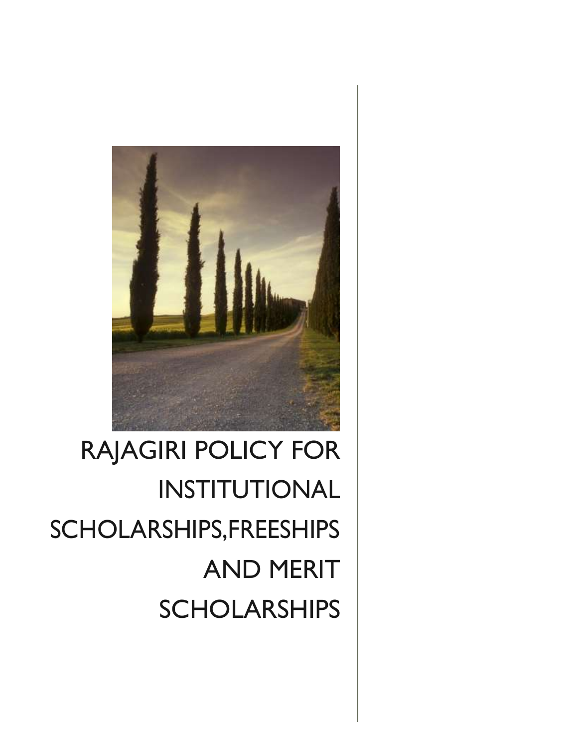# RAJAGIRI POLICY FOR INSTITUTIONAL SCHOLARSHIPS,FREESHIPS AND MERIT SCHOLARSHIPS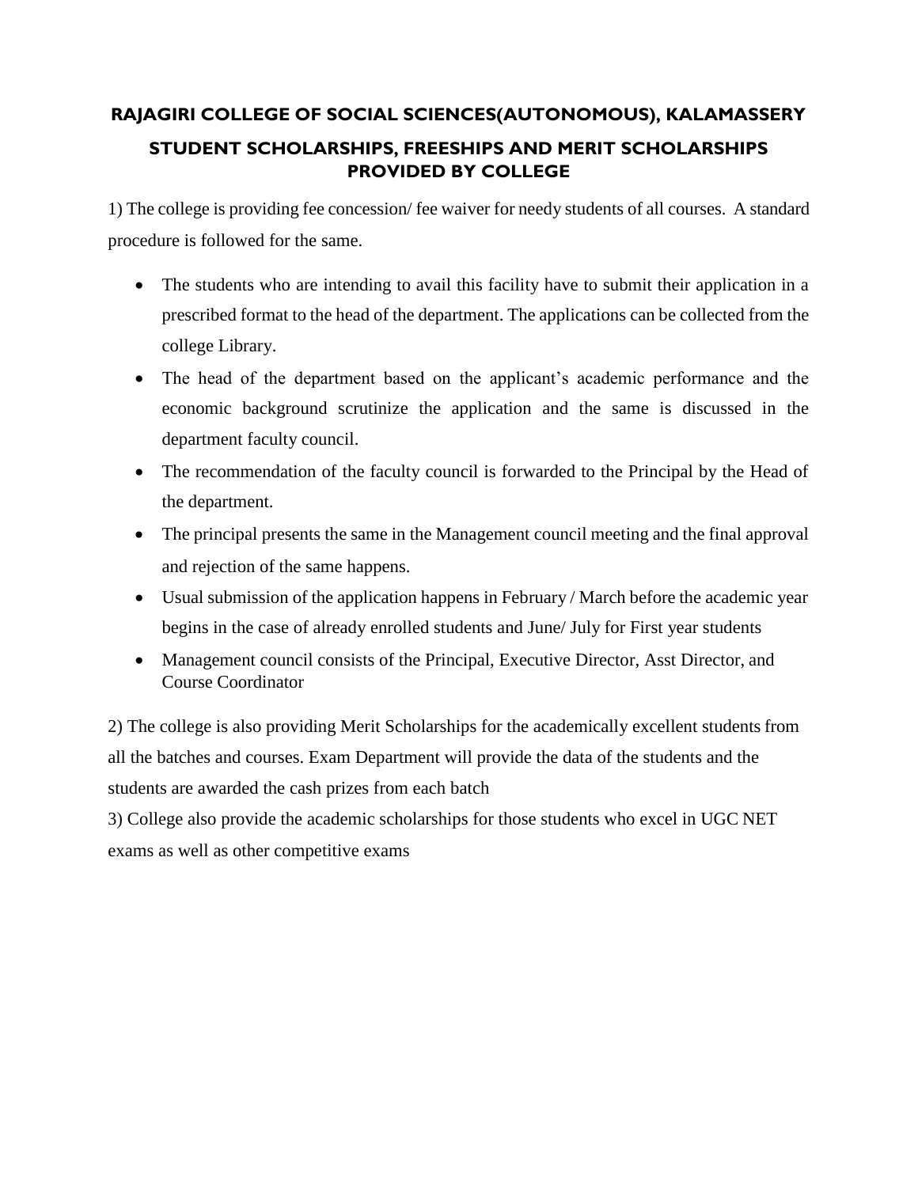# RAJAGIRI COLLEGE OF SOCIAL SCIENCES(AUTONOMOUS), KALAMASSERY

## STUDENT SCHOLARSHIPS, FREESHIPS AND MERIT SCHOLARSHIPS PROVIDED BY COLLEGE

1) The college is providing fee concession/ fee waiver for needy students of all courses. A standard procedure is followed for the same.

- The students who are intending to avail this facility have to submit their application in a prescribed format to the head of the department. The applications can be collected from the college Library.
- The head of the department based on the applicant's academic performance and the economic background scrutinize the application and the same is discussed in the department faculty council.
- The recommendation of the faculty council is forwarded to the Principal by the Head of the department.
- The principal presents the same in the Management council meeting and the final approval and rejection of the same happens.
- Usual submission of the application happens in February / March before the academic year begins in the case of already enrolled students and June/ July for First year students
- Management council consists of the Principal, Executive Director, Asst Director, and Course Coordinator

2) The college is also providing Merit Scholarships for the academically excellent students from all the batches and courses. Exam Department will provide the data of the students and the students are awarded the cash prizes from each batch

3) College also provide the academic scholarships for those students who excel in UGC NET exams as well as other competitive exams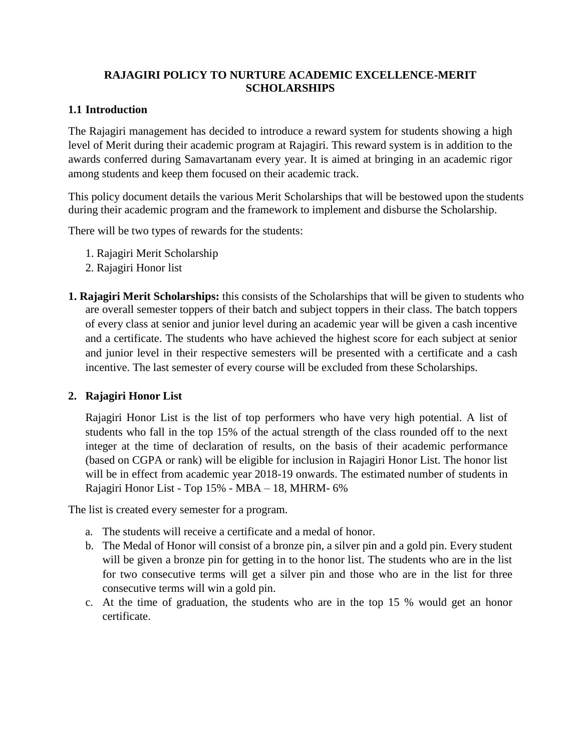# RAJAGIRI POLICY TO NURTURE ACADEMIC EXCELLENCE-MERIT SCHOLARSHIPS

## 1.1 Introduction

The Rajagiri management has decided to introduce a reward system for students showing a high level of Merit during their academic program at Rajagiri. This reward system is in addition to the awards conferred during Samavartanam every year. It is aimed at bringing in an academic rigor among students and keep them focused on their academic track.

This policy document details the various Merit Scholarships that will be bestowed upon the students during their academic program and the framework to implement and disburse the Scholarship.

There will be two types of rewards for the students:

1. Rajagiri Merit Scholarship
2. Rajagiri Honor list

**1. Rajagiri Merit Scholarships:** this consists of the Scholarships that will be given to students who are overall semester toppers of their batch and subject toppers in their class. The batch toppers of every class at senior and junior level during an academic year will be given a cash incentive and a certificate. The students who have achieved the highest score for each subject at senior and junior level in their respective semesters will be presented with a certificate and a cash incentive. The last semester of every course will be excluded from these Scholarships.

**2. Rajagiri Honor List**

Rajagiri Honor List is the list of top performers who have very high potential. A list of students who fall in the top 15% of the actual strength of the class rounded off to the next integer at the time of declaration of results, on the basis of their academic performance (based on CGPA or rank) will be eligible for inclusion in Rajagiri Honor List. The honor list will be in effect from academic year 2018-19 onwards. The estimated number of students in Rajagiri Honor List - Top 15% - MBA – 18, MHRM- 6%

The list is created every semester for a program.

a. The students will receive a certificate and a medal of honor.
b. The Medal of Honor will consist of a bronze pin, a silver pin and a gold pin. Every student will be given a bronze pin for getting in to the honor list. The students who are in the list for two consecutive terms will get a silver pin and those who are in the list for three consecutive terms will win a gold pin.
c. At the time of graduation, the students who are in the top 15 % would get an honor certificate.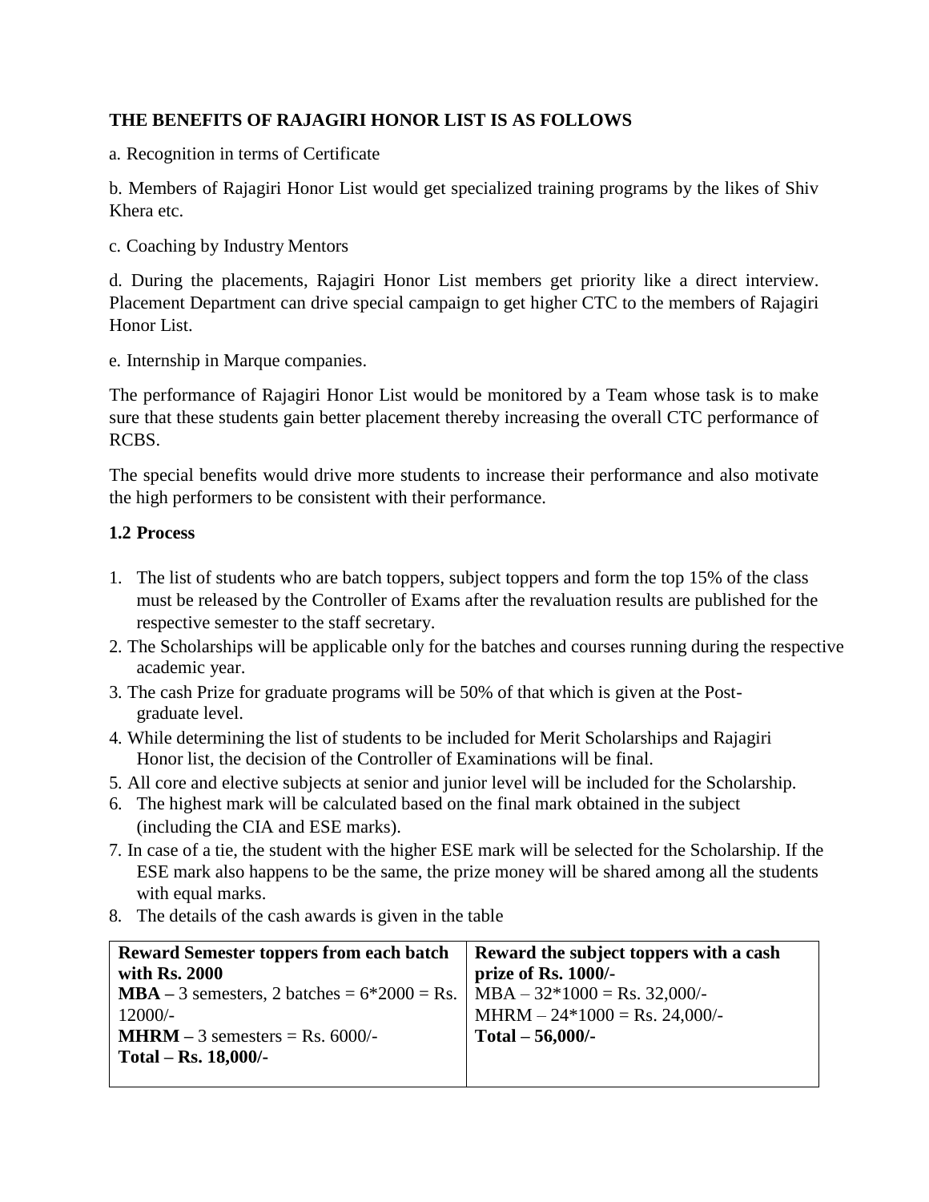**THE BENEFITS OF RAJAGIRI HONOR LIST IS AS FOLLOWS**

a. Recognition in terms of Certificate

b. Members of Rajagiri Honor List would get specialized training programs by the likes of Shiv Khera etc.

c. Coaching by Industry Mentors

d. During the placements, Rajagiri Honor List members get priority like a direct interview. Placement Department can drive special campaign to get higher CTC to the members of Rajagiri Honor List.

e. Internship in Marque companies.

The performance of Rajagiri Honor List would be monitored by a Team whose task is to make sure that these students gain better placement thereby increasing the overall CTC performance of RCBS.

The special benefits would drive more students to increase their performance and also motivate the high performers to be consistent with their performance.

**1.2 Process**

1. The list of students who are batch toppers, subject toppers and form the top 15% of the class must be released by the Controller of Exams after the revaluation results are published for the respective semester to the staff secretary.
2. The Scholarships will be applicable only for the batches and courses running during the respective academic year.
3. The cash Prize for graduate programs will be 50% of that which is given at the Post-graduate level.
4. While determining the list of students to be included for Merit Scholarships and Rajagiri Honor list, the decision of the Controller of Examinations will be final.
5. All core and elective subjects at senior and junior level will be included for the Scholarship.
6. The highest mark will be calculated based on the final mark obtained in the subject (including the CIA and ESE marks).
7. In case of a tie, the student with the higher ESE mark will be selected for the Scholarship. If the ESE mark also happens to be the same, the prize money will be shared among all the students with equal marks.
8. The details of the cash awards is given in the table

| **Reward Semester toppers from each batch with Rs. 2000** | **Reward the subject toppers with a cash prize of Rs. 1000/-** |
|---|---|
| **MBA –** 3 semesters, 2 batches = 6*2000 = Rs. 12000/-<br>**MHRM –** 3 semesters = Rs. 6000/-<br>**Total – Rs. 18,000/-** | MBA – 32*1000 = Rs. 32,000/-<br>MHRM – 24*1000 = Rs. 24,000/-<br>**Total – 56,000/-** |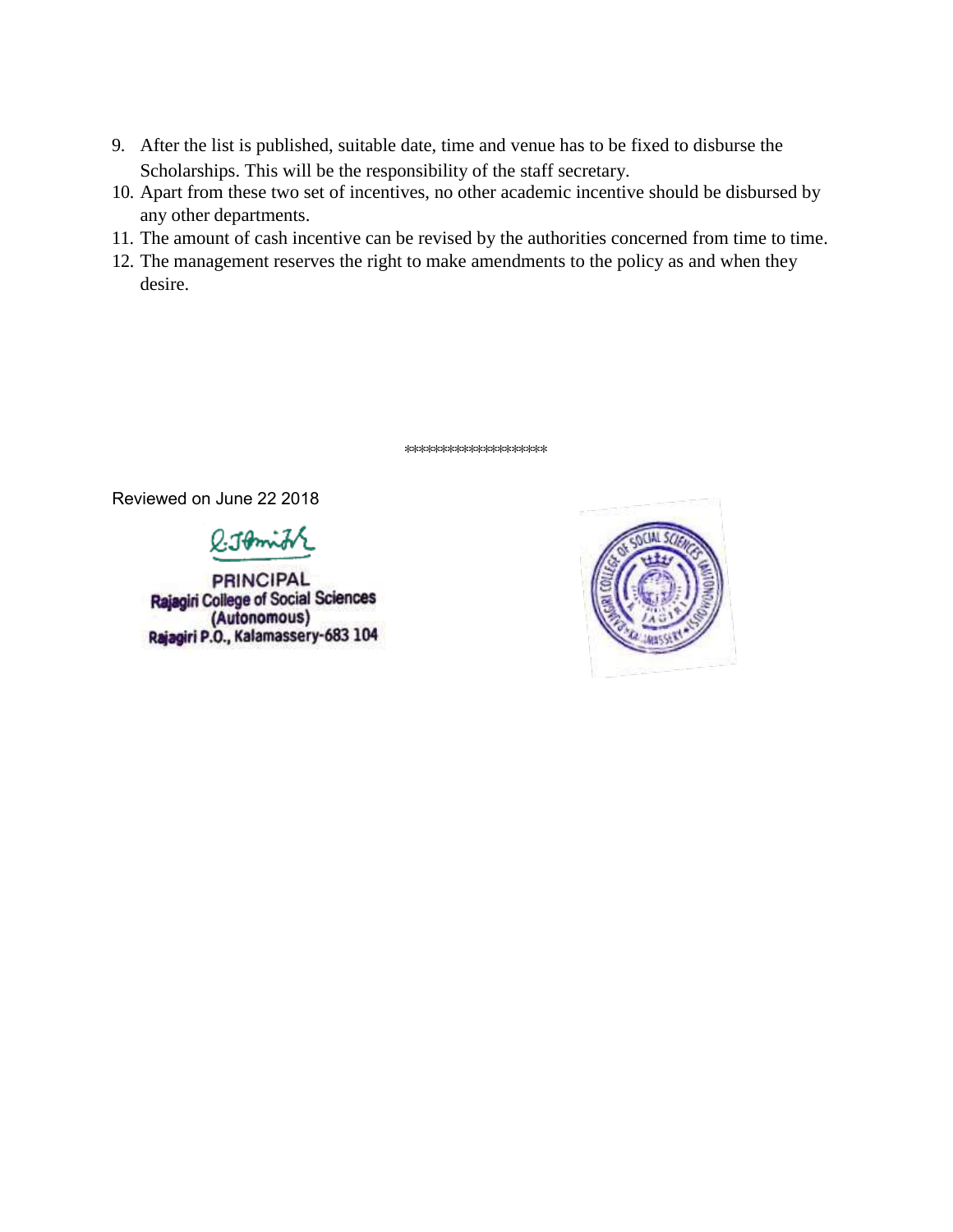9. After the list is published, suitable date, time and venue has to be fixed to disburse the Scholarships. This will be the responsibility of the staff secretary.
10. Apart from these two set of incentives, no other academic incentive should be disbursed by any other departments.
11. The amount of cash incentive can be revised by the authorities concerned from time to time.
12. The management reserves the right to make amendments to the policy as and when they desire.

********************

Reviewed on June 22 2018

PRINCIPAL
Rajagiri College of Social Sciences
(Autonomous)
Rajagiri P.O., Kalamassery-683 104